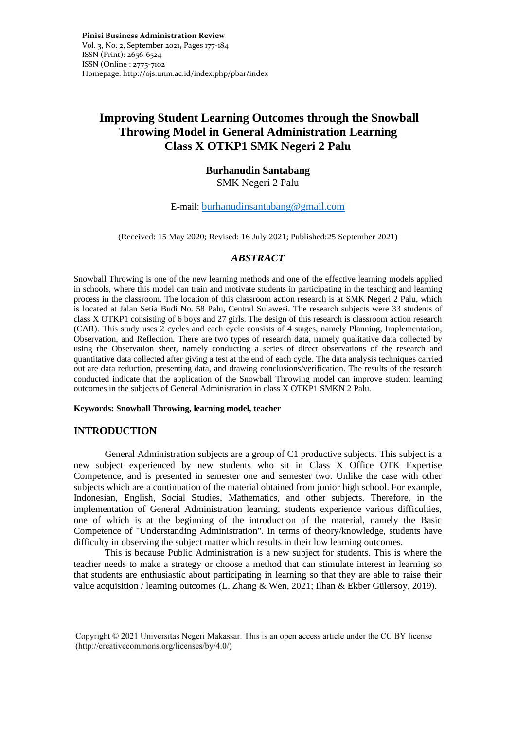**Pinisi Business Administration Review**
Vol. 3, No. 2, September 2021, Pages 177-184
ISSN (Print): 2656-6524
ISSN (Online : 2775-7102
Homepage: http://ojs.unm.ac.id/index.php/pbar/index

# Improving Student Learning Outcomes through the Snowball Throwing Model in General Administration Learning Class X OTKP1 SMK Negeri 2 Palu

**Burhanudin Santabang**
SMK Negeri 2 Palu

E-mail: burhanudinsantabang@gmail.com

(Received: 15 May 2020; Revised: 16 July 2021; Published:25 September 2021)

## *ABSTRACT*

Snowball Throwing is one of the new learning methods and one of the effective learning models applied in schools, where this model can train and motivate students in participating in the teaching and learning process in the classroom. The location of this classroom action research is at SMK Negeri 2 Palu, which is located at Jalan Setia Budi No. 58 Palu, Central Sulawesi. The research subjects were 33 students of class X OTKP1 consisting of 6 boys and 27 girls. The design of this research is classroom action research (CAR). This study uses 2 cycles and each cycle consists of 4 stages, namely Planning, Implementation, Observation, and Reflection. There are two types of research data, namely qualitative data collected by using the Observation sheet, namely conducting a series of direct observations of the research and quantitative data collected after giving a test at the end of each cycle. The data analysis techniques carried out are data reduction, presenting data, and drawing conclusions/verification. The results of the research conducted indicate that the application of the Snowball Throwing model can improve student learning outcomes in the subjects of General Administration in class X OTKP1 SMKN 2 Palu.

**Keywords: Snowball Throwing, learning model, teacher**

## INTRODUCTION

General Administration subjects are a group of C1 productive subjects. This subject is a new subject experienced by new students who sit in Class X Office OTK Expertise Competence, and is presented in semester one and semester two. Unlike the case with other subjects which are a continuation of the material obtained from junior high school. For example, Indonesian, English, Social Studies, Mathematics, and other subjects. Therefore, in the implementation of General Administration learning, students experience various difficulties, one of which is at the beginning of the introduction of the material, namely the Basic Competence of "Understanding Administration". In terms of theory/knowledge, students have difficulty in observing the subject matter which results in their low learning outcomes.

This is because Public Administration is a new subject for students. This is where the teacher needs to make a strategy or choose a method that can stimulate interest in learning so that students are enthusiastic about participating in learning so that they are able to raise their value acquisition / learning outcomes (L. Zhang & Wen, 2021; Ilhan & Ekber Gülersoy, 2019).

Copyright © 2021 Universitas Negeri Makassar. This is an open access article under the CC BY license (http://creativecommons.org/licenses/by/4.0/)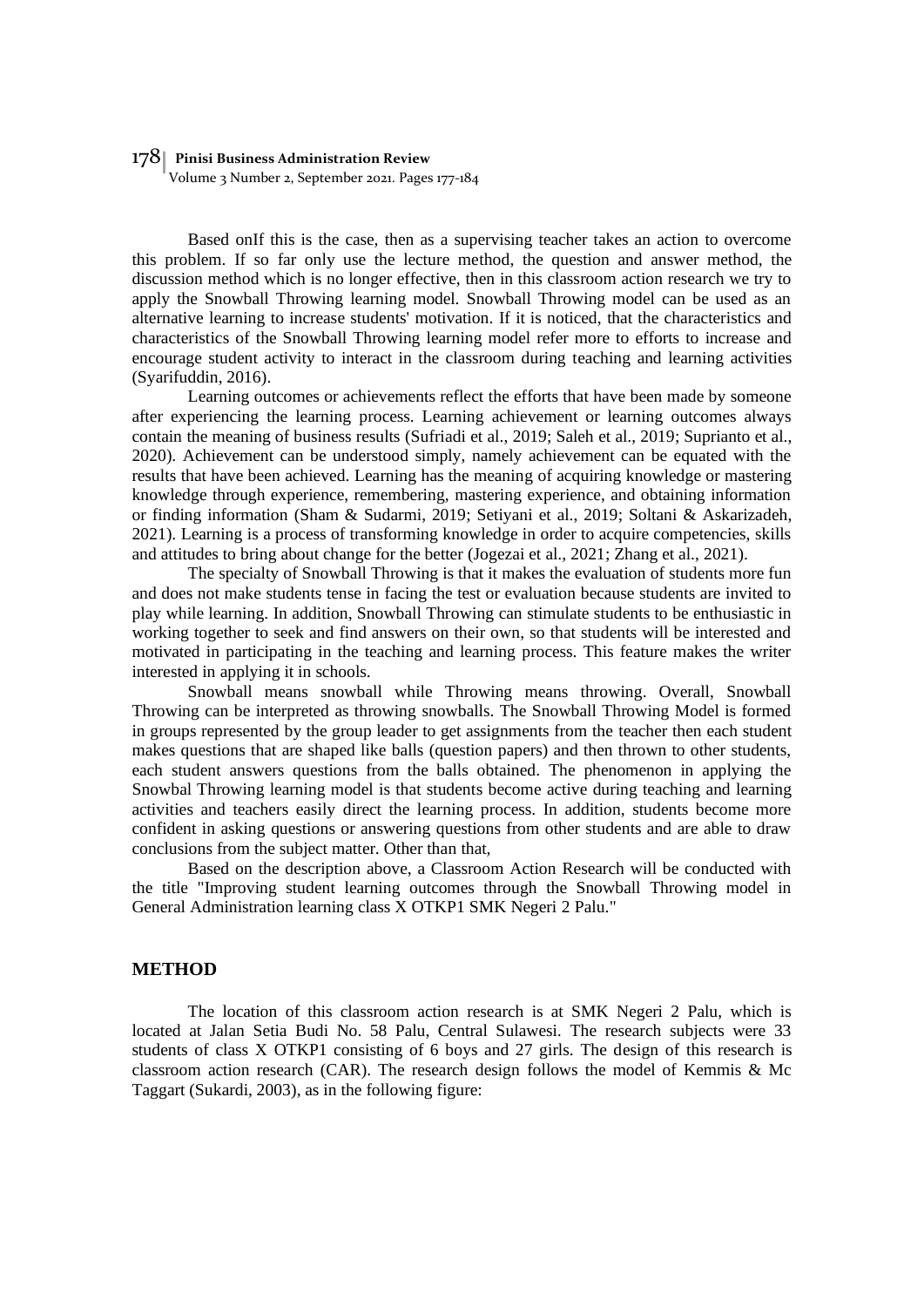Based onIf this is the case, then as a supervising teacher takes an action to overcome this problem. If so far only use the lecture method, the question and answer method, the discussion method which is no longer effective, then in this classroom action research we try to apply the Snowball Throwing learning model. Snowball Throwing model can be used as an alternative learning to increase students' motivation. If it is noticed, that the characteristics and characteristics of the Snowball Throwing learning model refer more to efforts to increase and encourage student activity to interact in the classroom during teaching and learning activities (Syarifuddin, 2016).

Learning outcomes or achievements reflect the efforts that have been made by someone after experiencing the learning process. Learning achievement or learning outcomes always contain the meaning of business results (Sufriadi et al., 2019; Saleh et al., 2019; Suprianto et al., 2020). Achievement can be understood simply, namely achievement can be equated with the results that have been achieved. Learning has the meaning of acquiring knowledge or mastering knowledge through experience, remembering, mastering experience, and obtaining information or finding information (Sham & Sudarmi, 2019; Setiyani et al., 2019; Soltani & Askarizadeh, 2021). Learning is a process of transforming knowledge in order to acquire competencies, skills and attitudes to bring about change for the better (Jogezai et al., 2021; Zhang et al., 2021).

The specialty of Snowball Throwing is that it makes the evaluation of students more fun and does not make students tense in facing the test or evaluation because students are invited to play while learning. In addition, Snowball Throwing can stimulate students to be enthusiastic in working together to seek and find answers on their own, so that students will be interested and motivated in participating in the teaching and learning process. This feature makes the writer interested in applying it in schools.

Snowball means snowball while Throwing means throwing. Overall, Snowball Throwing can be interpreted as throwing snowballs. The Snowball Throwing Model is formed in groups represented by the group leader to get assignments from the teacher then each student makes questions that are shaped like balls (question papers) and then thrown to other students, each student answers questions from the balls obtained. The phenomenon in applying the Snowbal Throwing learning model is that students become active during teaching and learning activities and teachers easily direct the learning process. In addition, students become more confident in asking questions or answering questions from other students and are able to draw conclusions from the subject matter. Other than that,

Based on the description above, a Classroom Action Research will be conducted with the title "Improving student learning outcomes through the Snowball Throwing model in General Administration learning class X OTKP1 SMK Negeri 2 Palu."

## METHOD

The location of this classroom action research is at SMK Negeri 2 Palu, which is located at Jalan Setia Budi No. 58 Palu, Central Sulawesi. The research subjects were 33 students of class X OTKP1 consisting of 6 boys and 27 girls. The design of this research is classroom action research (CAR). The research design follows the model of Kemmis & Mc Taggart (Sukardi, 2003), as in the following figure: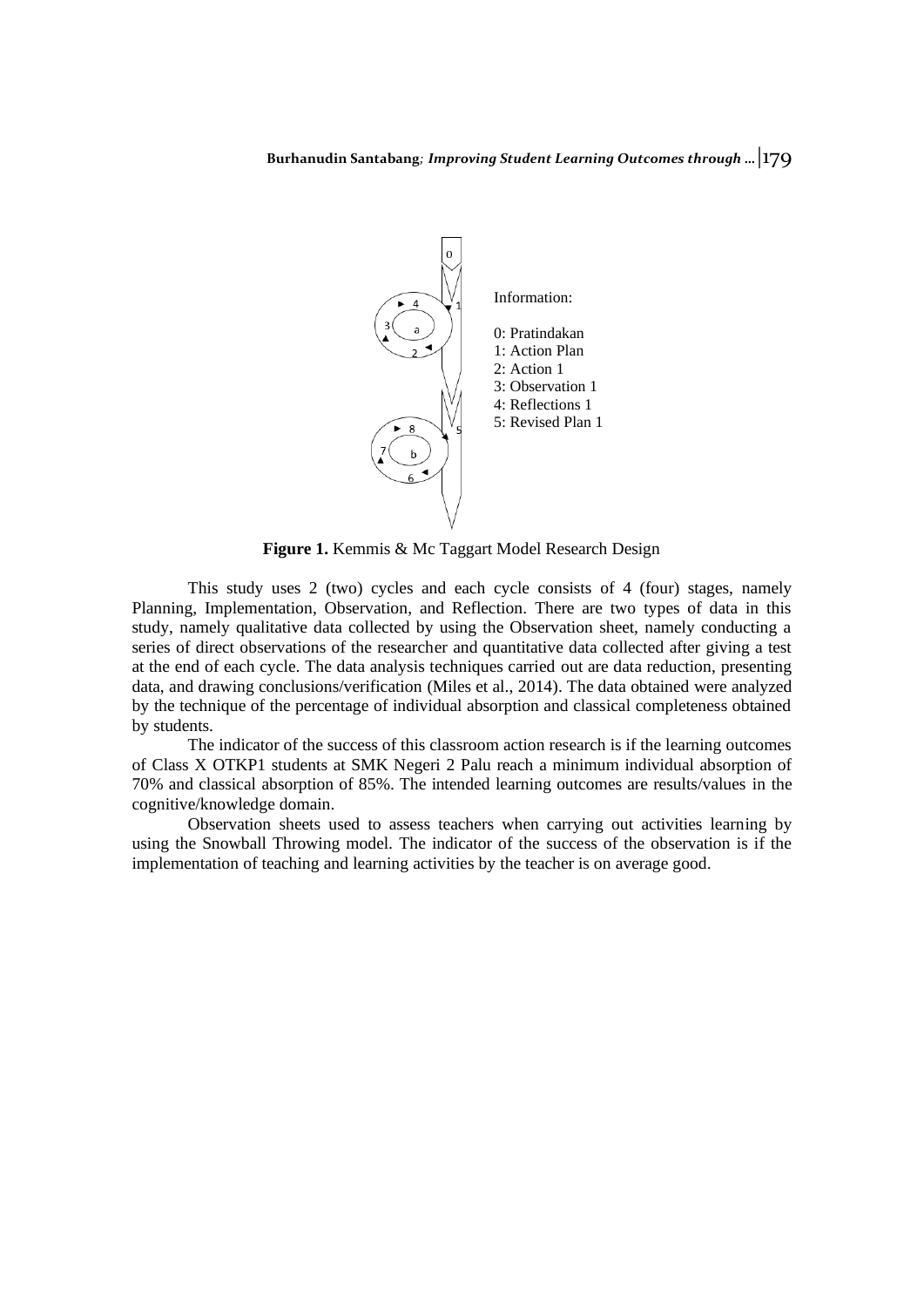Information:

0: Pratindakan
1: Action Plan
2: Action 1
3: Observation 1
4: Reflections 1
5: Revised Plan 1

**Figure 1.** Kemmis & Mc Taggart Model Research Design

This study uses 2 (two) cycles and each cycle consists of 4 (four) stages, namely Planning, Implementation, Observation, and Reflection. There are two types of data in this study, namely qualitative data collected by using the Observation sheet, namely conducting a series of direct observations of the researcher and quantitative data collected after giving a test at the end of each cycle. The data analysis techniques carried out are data reduction, presenting data, and drawing conclusions/verification (Miles et al., 2014). The data obtained were analyzed by the technique of the percentage of individual absorption and classical completeness obtained by students.

The indicator of the success of this classroom action research is if the learning outcomes of Class X OTKP1 students at SMK Negeri 2 Palu reach a minimum individual absorption of 70% and classical absorption of 85%. The intended learning outcomes are results/values in the cognitive/knowledge domain.

Observation sheets used to assess teachers when carrying out activities learning by using the Snowball Throwing model. The indicator of the success of the observation is if the implementation of teaching and learning activities by the teacher is on average good.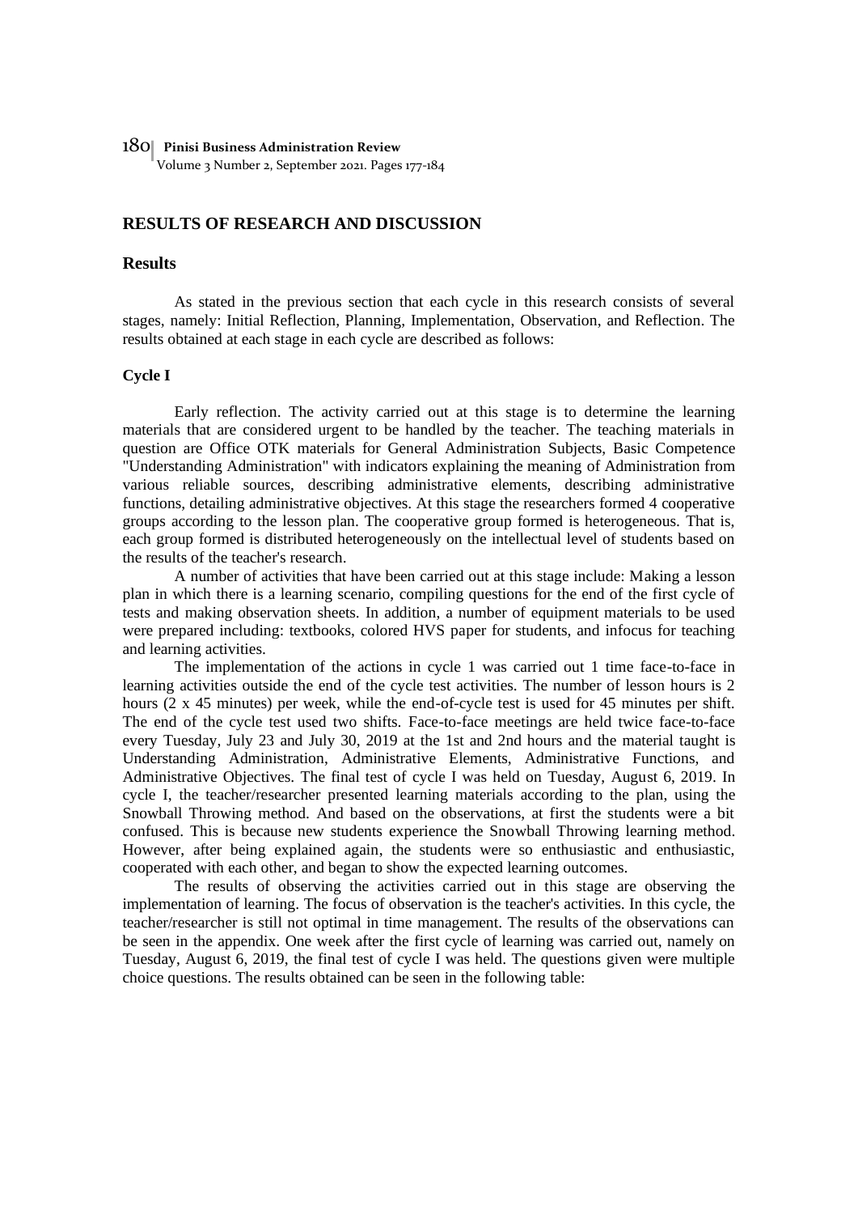## RESULTS OF RESEARCH AND DISCUSSION

### Results

As stated in the previous section that each cycle in this research consists of several stages, namely: Initial Reflection, Planning, Implementation, Observation, and Reflection. The results obtained at each stage in each cycle are described as follows:

#### Cycle I

Early reflection. The activity carried out at this stage is to determine the learning materials that are considered urgent to be handled by the teacher. The teaching materials in question are Office OTK materials for General Administration Subjects, Basic Competence "Understanding Administration" with indicators explaining the meaning of Administration from various reliable sources, describing administrative elements, describing administrative functions, detailing administrative objectives. At this stage the researchers formed 4 cooperative groups according to the lesson plan. The cooperative group formed is heterogeneous. That is, each group formed is distributed heterogeneously on the intellectual level of students based on the results of the teacher's research.

A number of activities that have been carried out at this stage include: Making a lesson plan in which there is a learning scenario, compiling questions for the end of the first cycle of tests and making observation sheets. In addition, a number of equipment materials to be used were prepared including: textbooks, colored HVS paper for students, and infocus for teaching and learning activities.

The implementation of the actions in cycle 1 was carried out 1 time face-to-face in learning activities outside the end of the cycle test activities. The number of lesson hours is 2 hours (2 x 45 minutes) per week, while the end-of-cycle test is used for 45 minutes per shift. The end of the cycle test used two shifts. Face-to-face meetings are held twice face-to-face every Tuesday, July 23 and July 30, 2019 at the 1st and 2nd hours and the material taught is Understanding Administration, Administrative Elements, Administrative Functions, and Administrative Objectives. The final test of cycle I was held on Tuesday, August 6, 2019. In cycle I, the teacher/researcher presented learning materials according to the plan, using the Snowball Throwing method. And based on the observations, at first the students were a bit confused. This is because new students experience the Snowball Throwing learning method. However, after being explained again, the students were so enthusiastic and enthusiastic, cooperated with each other, and began to show the expected learning outcomes.

The results of observing the activities carried out in this stage are observing the implementation of learning. The focus of observation is the teacher's activities. In this cycle, the teacher/researcher is still not optimal in time management. The results of the observations can be seen in the appendix. One week after the first cycle of learning was carried out, namely on Tuesday, August 6, 2019, the final test of cycle I was held. The questions given were multiple choice questions. The results obtained can be seen in the following table: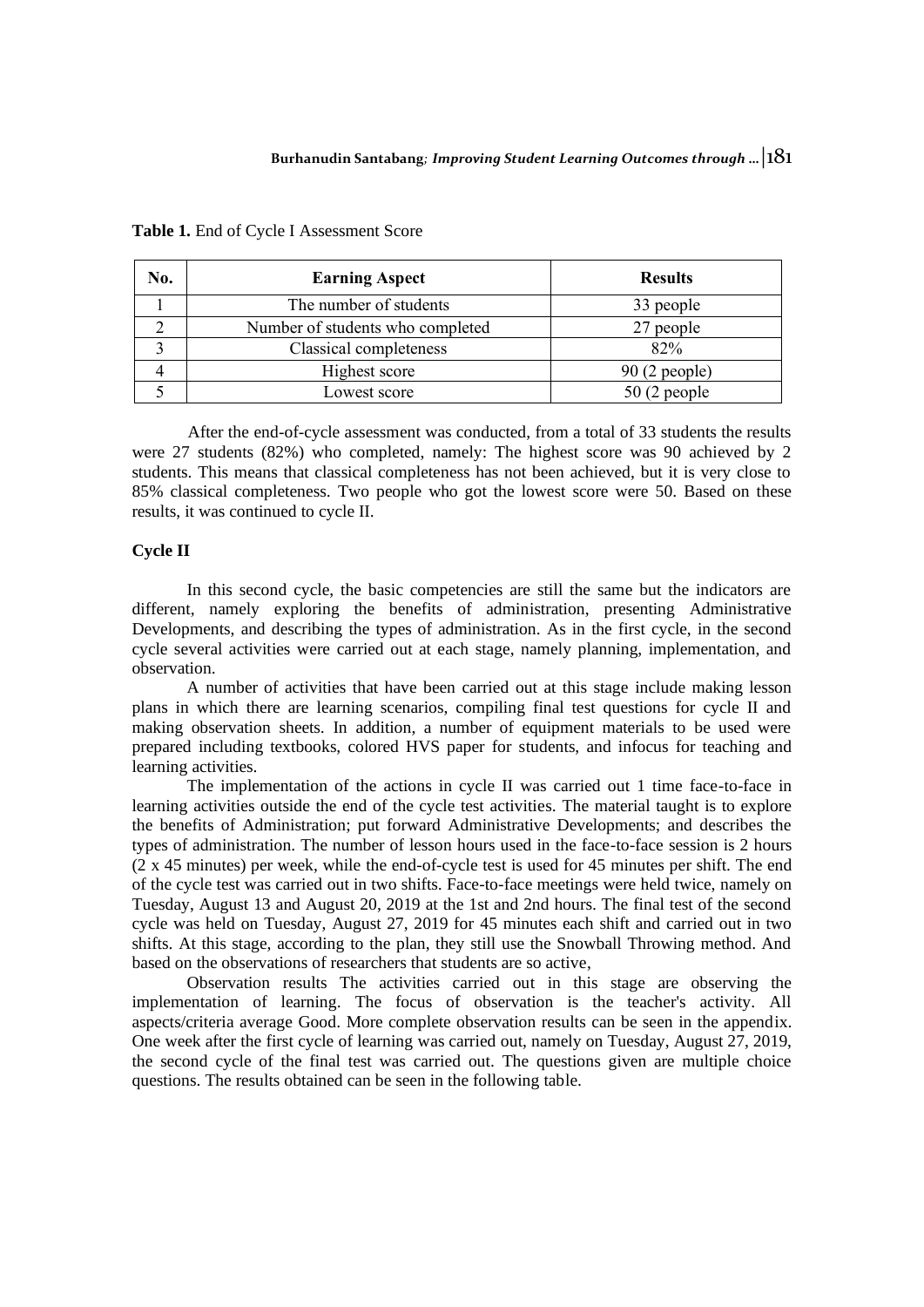**Table 1.** End of Cycle I Assessment Score

| No. | Earning Aspect | Results |
|---|---|---|
| 1 | The number of students | 33 people |
| 2 | Number of students who completed | 27 people |
| 3 | Classical completeness | 82% |
| 4 | Highest score | 90 (2 people) |
| 5 | Lowest score | 50 (2 people |

After the end-of-cycle assessment was conducted, from a total of 33 students the results were 27 students (82%) who completed, namely: The highest score was 90 achieved by 2 students. This means that classical completeness has not been achieved, but it is very close to 85% classical completeness. Two people who got the lowest score were 50. Based on these results, it was continued to cycle II.

**Cycle II**

In this second cycle, the basic competencies are still the same but the indicators are different, namely exploring the benefits of administration, presenting Administrative Developments, and describing the types of administration. As in the first cycle, in the second cycle several activities were carried out at each stage, namely planning, implementation, and observation.

A number of activities that have been carried out at this stage include making lesson plans in which there are learning scenarios, compiling final test questions for cycle II and making observation sheets. In addition, a number of equipment materials to be used were prepared including textbooks, colored HVS paper for students, and infocus for teaching and learning activities.

The implementation of the actions in cycle II was carried out 1 time face-to-face in learning activities outside the end of the cycle test activities. The material taught is to explore the benefits of Administration; put forward Administrative Developments; and describes the types of administration. The number of lesson hours used in the face-to-face session is 2 hours (2 x 45 minutes) per week, while the end-of-cycle test is used for 45 minutes per shift. The end of the cycle test was carried out in two shifts. Face-to-face meetings were held twice, namely on Tuesday, August 13 and August 20, 2019 at the 1st and 2nd hours. The final test of the second cycle was held on Tuesday, August 27, 2019 for 45 minutes each shift and carried out in two shifts. At this stage, according to the plan, they still use the Snowball Throwing method. And based on the observations of researchers that students are so active,

Observation results The activities carried out in this stage are observing the implementation of learning. The focus of observation is the teacher's activity. All aspects/criteria average Good. More complete observation results can be seen in the appendix. One week after the first cycle of learning was carried out, namely on Tuesday, August 27, 2019, the second cycle of the final test was carried out. The questions given are multiple choice questions. The results obtained can be seen in the following table.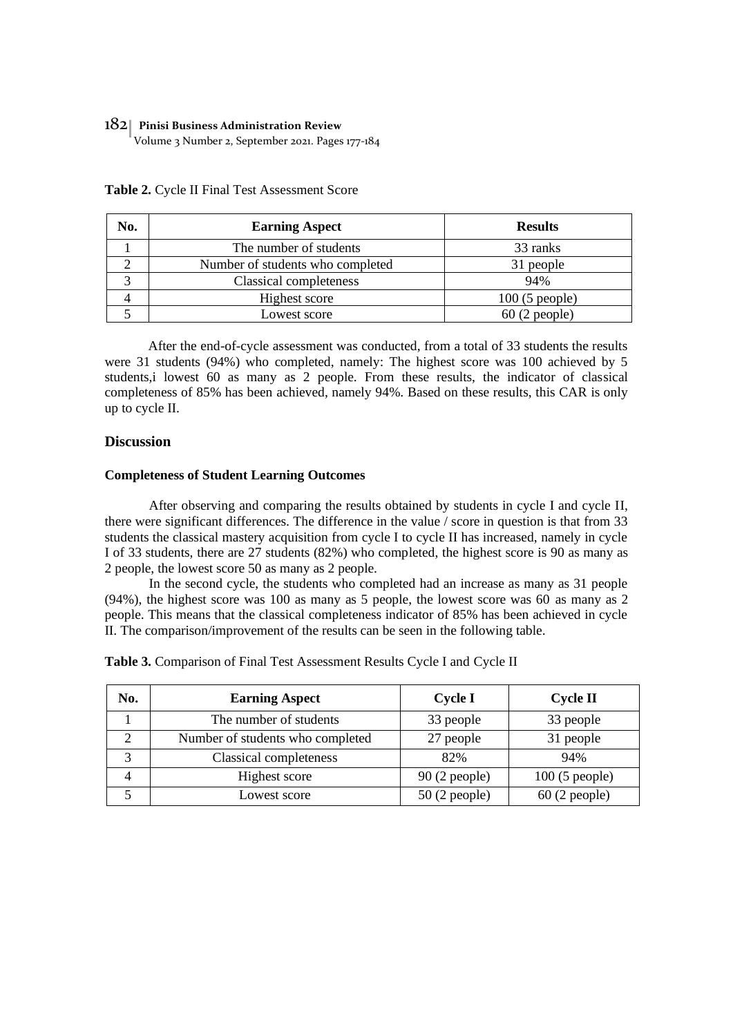**Table 2.** Cycle II Final Test Assessment Score

| No. | Earning Aspect | Results |
|---|---|---|
| 1 | The number of students | 33 ranks |
| 2 | Number of students who completed | 31 people |
| 3 | Classical completeness | 94% |
| 4 | Highest score | 100 (5 people) |
| 5 | Lowest score | 60 (2 people) |

After the end-of-cycle assessment was conducted, from a total of 33 students the results were 31 students (94%) who completed, namely: The highest score was 100 achieved by 5 students,i lowest 60 as many as 2 people. From these results, the indicator of classical completeness of 85% has been achieved, namely 94%. Based on these results, this CAR is only up to cycle II.

## Discussion

### Completeness of Student Learning Outcomes

After observing and comparing the results obtained by students in cycle I and cycle II, there were significant differences. The difference in the value / score in question is that from 33 students the classical mastery acquisition from cycle I to cycle II has increased, namely in cycle I of 33 students, there are 27 students (82%) who completed, the highest score is 90 as many as 2 people, the lowest score 50 as many as 2 people.

In the second cycle, the students who completed had an increase as many as 31 people (94%), the highest score was 100 as many as 5 people, the lowest score was 60 as many as 2 people. This means that the classical completeness indicator of 85% has been achieved in cycle II. The comparison/improvement of the results can be seen in the following table.

**Table 3.** Comparison of Final Test Assessment Results Cycle I and Cycle II

| No. | Earning Aspect | Cycle I | Cycle II |
|---|---|---|---|
| 1 | The number of students | 33 people | 33 people |
| 2 | Number of students who completed | 27 people | 31 people |
| 3 | Classical completeness | 82% | 94% |
| 4 | Highest score | 90 (2 people) | 100 (5 people) |
| 5 | Lowest score | 50 (2 people) | 60 (2 people) |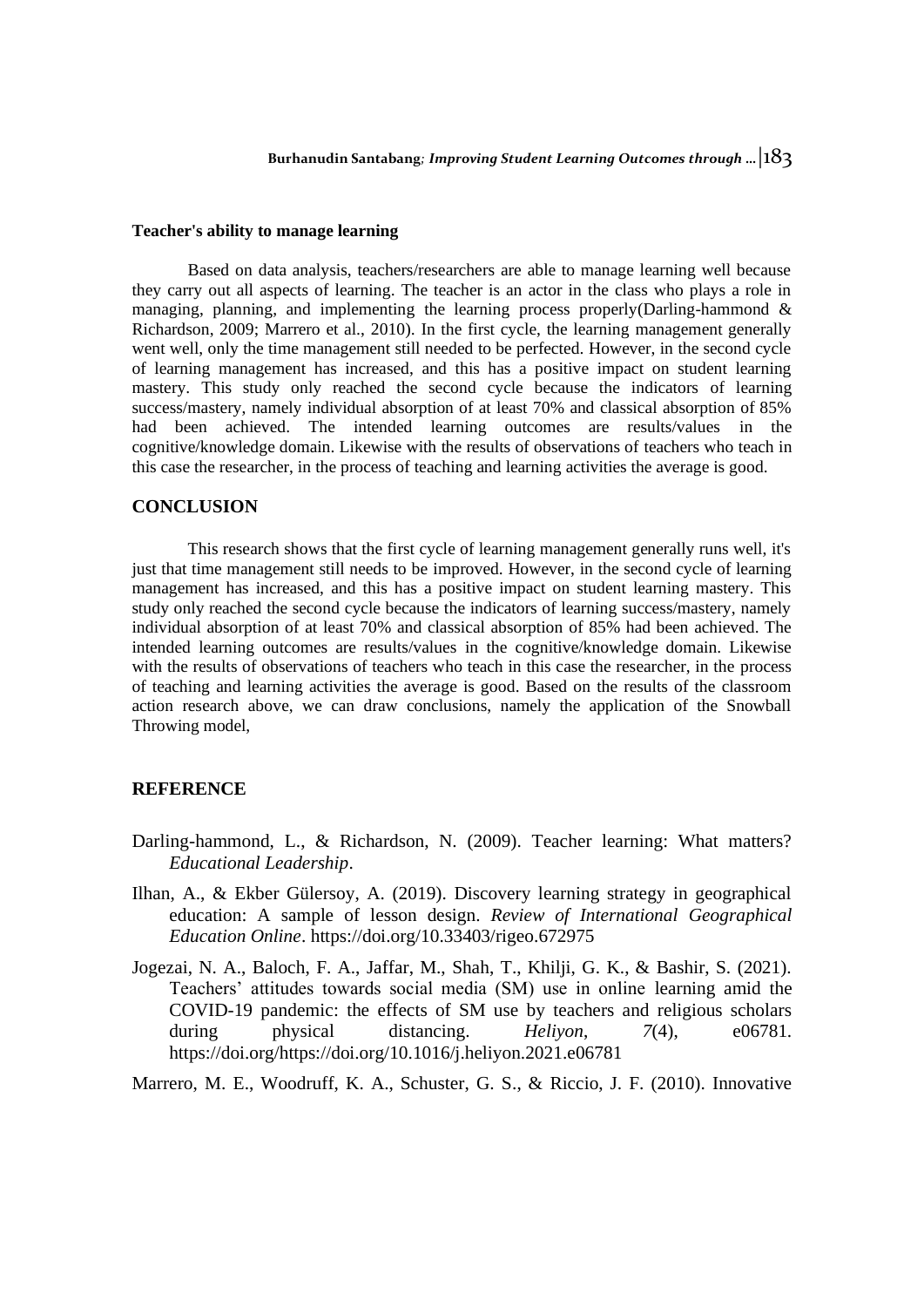**Teacher's ability to manage learning**

Based on data analysis, teachers/researchers are able to manage learning well because they carry out all aspects of learning. The teacher is an actor in the class who plays a role in managing, planning, and implementing the learning process properly(Darling-hammond & Richardson, 2009; Marrero et al., 2010). In the first cycle, the learning management generally went well, only the time management still needed to be perfected. However, in the second cycle of learning management has increased, and this has a positive impact on student learning mastery. This study only reached the second cycle because the indicators of learning success/mastery, namely individual absorption of at least 70% and classical absorption of 85% had been achieved. The intended learning outcomes are results/values in the cognitive/knowledge domain. Likewise with the results of observations of teachers who teach in this case the researcher, in the process of teaching and learning activities the average is good.

## CONCLUSION

This research shows that the first cycle of learning management generally runs well, it's just that time management still needs to be improved. However, in the second cycle of learning management has increased, and this has a positive impact on student learning mastery. This study only reached the second cycle because the indicators of learning success/mastery, namely individual absorption of at least 70% and classical absorption of 85% had been achieved. The intended learning outcomes are results/values in the cognitive/knowledge domain. Likewise with the results of observations of teachers who teach in this case the researcher, in the process of teaching and learning activities the average is good. Based on the results of the classroom action research above, we can draw conclusions, namely the application of the Snowball Throwing model,

## REFERENCE

Darling-hammond, L., & Richardson, N. (2009). Teacher learning: What matters? *Educational Leadership*.

Ilhan, A., & Ekber Gülersoy, A. (2019). Discovery learning strategy in geographical education: A sample of lesson design. *Review of International Geographical Education Online*. https://doi.org/10.33403/rigeo.672975

Jogezai, N. A., Baloch, F. A., Jaffar, M., Shah, T., Khilji, G. K., & Bashir, S. (2021). Teachers' attitudes towards social media (SM) use in online learning amid the COVID-19 pandemic: the effects of SM use by teachers and religious scholars during physical distancing. *Heliyon*, *7*(4), e06781. https://doi.org/https://doi.org/10.1016/j.heliyon.2021.e06781

Marrero, M. E., Woodruff, K. A., Schuster, G. S., & Riccio, J. F. (2010). Innovative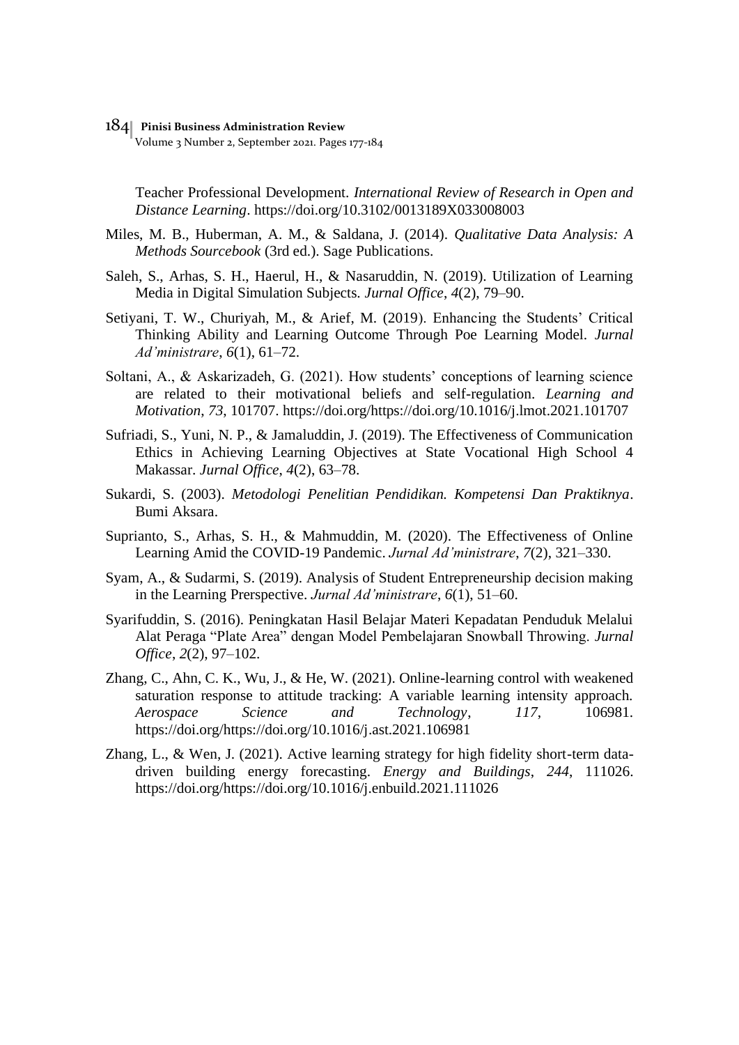Teacher Professional Development. *International Review of Research in Open and Distance Learning*. https://doi.org/10.3102/0013189X033008003

Miles, M. B., Huberman, A. M., & Saldana, J. (2014). *Qualitative Data Analysis: A Methods Sourcebook* (3rd ed.). Sage Publications.

Saleh, S., Arhas, S. H., Haerul, H., & Nasaruddin, N. (2019). Utilization of Learning Media in Digital Simulation Subjects. *Jurnal Office*, *4*(2), 79–90.

Setiyani, T. W., Churiyah, M., & Arief, M. (2019). Enhancing the Students' Critical Thinking Ability and Learning Outcome Through Poe Learning Model. *Jurnal Ad'ministrare*, *6*(1), 61–72.

Soltani, A., & Askarizadeh, G. (2021). How students' conceptions of learning science are related to their motivational beliefs and self-regulation. *Learning and Motivation*, *73*, 101707. https://doi.org/https://doi.org/10.1016/j.lmot.2021.101707

Sufriadi, S., Yuni, N. P., & Jamaluddin, J. (2019). The Effectiveness of Communication Ethics in Achieving Learning Objectives at State Vocational High School 4 Makassar. *Jurnal Office*, *4*(2), 63–78.

Sukardi, S. (2003). *Metodologi Penelitian Pendidikan. Kompetensi Dan Praktiknya*. Bumi Aksara.

Suprianto, S., Arhas, S. H., & Mahmuddin, M. (2020). The Effectiveness of Online Learning Amid the COVID-19 Pandemic. *Jurnal Ad'ministrare*, *7*(2), 321–330.

Syam, A., & Sudarmi, S. (2019). Analysis of Student Entrepreneurship decision making in the Learning Prerspective. *Jurnal Ad'ministrare*, *6*(1), 51–60.

Syarifuddin, S. (2016). Peningkatan Hasil Belajar Materi Kepadatan Penduduk Melalui Alat Peraga "Plate Area" dengan Model Pembelajaran Snowball Throwing. *Jurnal Office*, *2*(2), 97–102.

Zhang, C., Ahn, C. K., Wu, J., & He, W. (2021). Online-learning control with weakened saturation response to attitude tracking: A variable learning intensity approach. *Aerospace Science and Technology*, *117*, 106981. https://doi.org/https://doi.org/10.1016/j.ast.2021.106981

Zhang, L., & Wen, J. (2021). Active learning strategy for high fidelity short-term data-driven building energy forecasting. *Energy and Buildings*, *244*, 111026. https://doi.org/https://doi.org/10.1016/j.enbuild.2021.111026